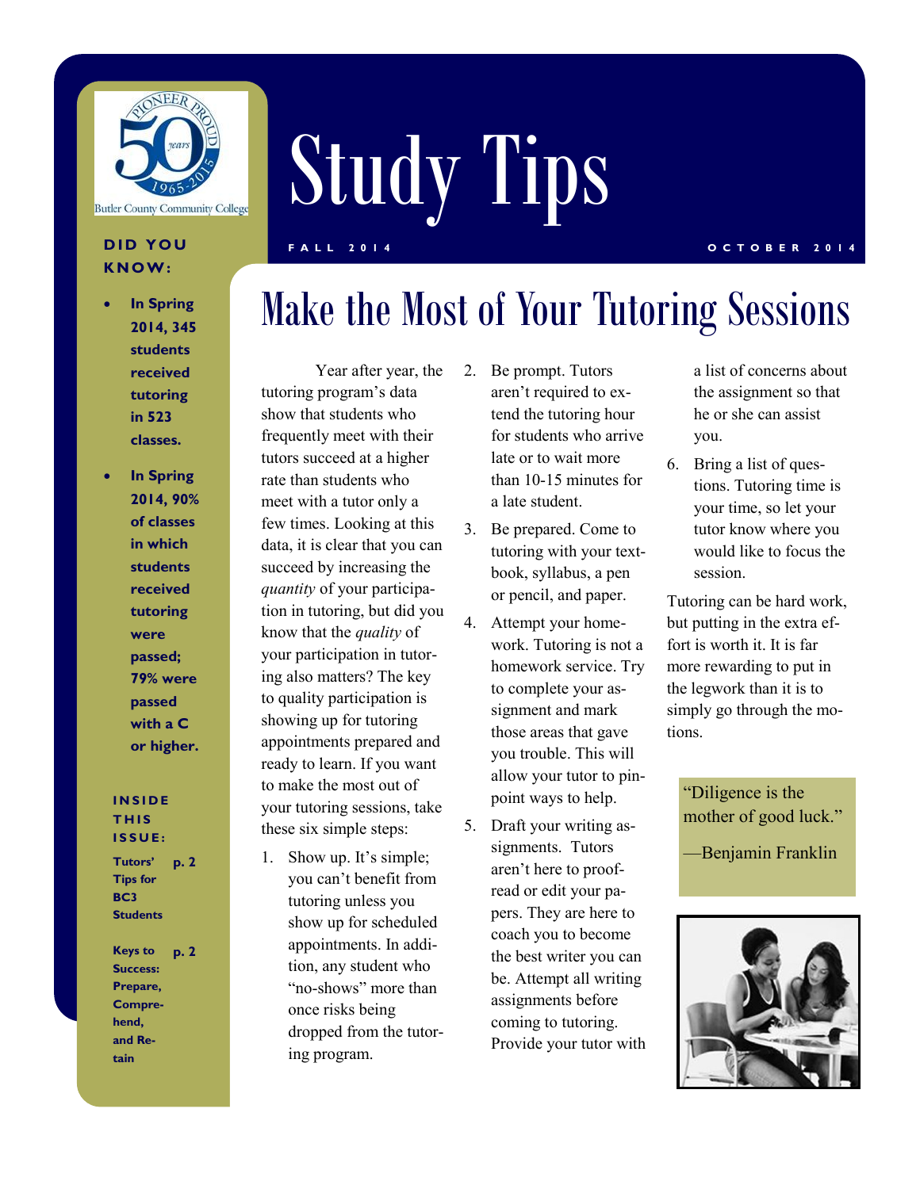# Study Tips

FALL 2014 | OCTOBER 2014

**DID YOU KNOW:**

- **In Spring 2014, 345 students received tutoring in 523 classes.**
- **In Spring 2014, 90% of classes in which students received tutoring were passed; 79% were passed with a C or higher.**

**INSIDE THIS ISSUE:**

**Tutors' Tips for BC3 Students — p. 2**

**Keys to Success: Prepare, Comprehend, and Retain — p. 2**

## Make the Most of Your Tutoring Sessions

Year after year, the tutoring program's data show that students who frequently meet with their tutors succeed at a higher rate than students who meet with a tutor only a few times. Looking at this data, it is clear that you can succeed by increasing the *quantity* of your participation in tutoring, but did you know that the *quality* of your participation in tutoring also matters? The key to quality participation is showing up for tutoring appointments prepared and ready to learn. If you want to make the most out of your tutoring sessions, take these six simple steps:

1. Show up. It's simple; you can't benefit from tutoring unless you show up for scheduled appointments. In addition, any student who "no-shows" more than once risks being dropped from the tutoring program.
2. Be prompt. Tutors aren't required to extend the tutoring hour for students who arrive late or to wait more than 10-15 minutes for a late student.
3. Be prepared. Come to tutoring with your textbook, syllabus, a pen or pencil, and paper.
4. Attempt your homework. Tutoring is not a homework service. Try to complete your assignment and mark those areas that gave you trouble. This will allow your tutor to pinpoint ways to help.
5. Draft your writing assignments. Tutors aren't here to proofread or edit your papers. They are here to coach you to become the best writer you can be. Attempt all writing assignments before coming to tutoring. Provide your tutor with a list of concerns about the assignment so that he or she can assist you.
6. Bring a list of questions. Tutoring time is your time, so let your tutor know where you would like to focus the session.

Tutoring can be hard work, but putting in the extra effort is worth it. It is far more rewarding to put in the legwork than it is to simply go through the motions.

> "Diligence is the mother of good luck."
>
> —Benjamin Franklin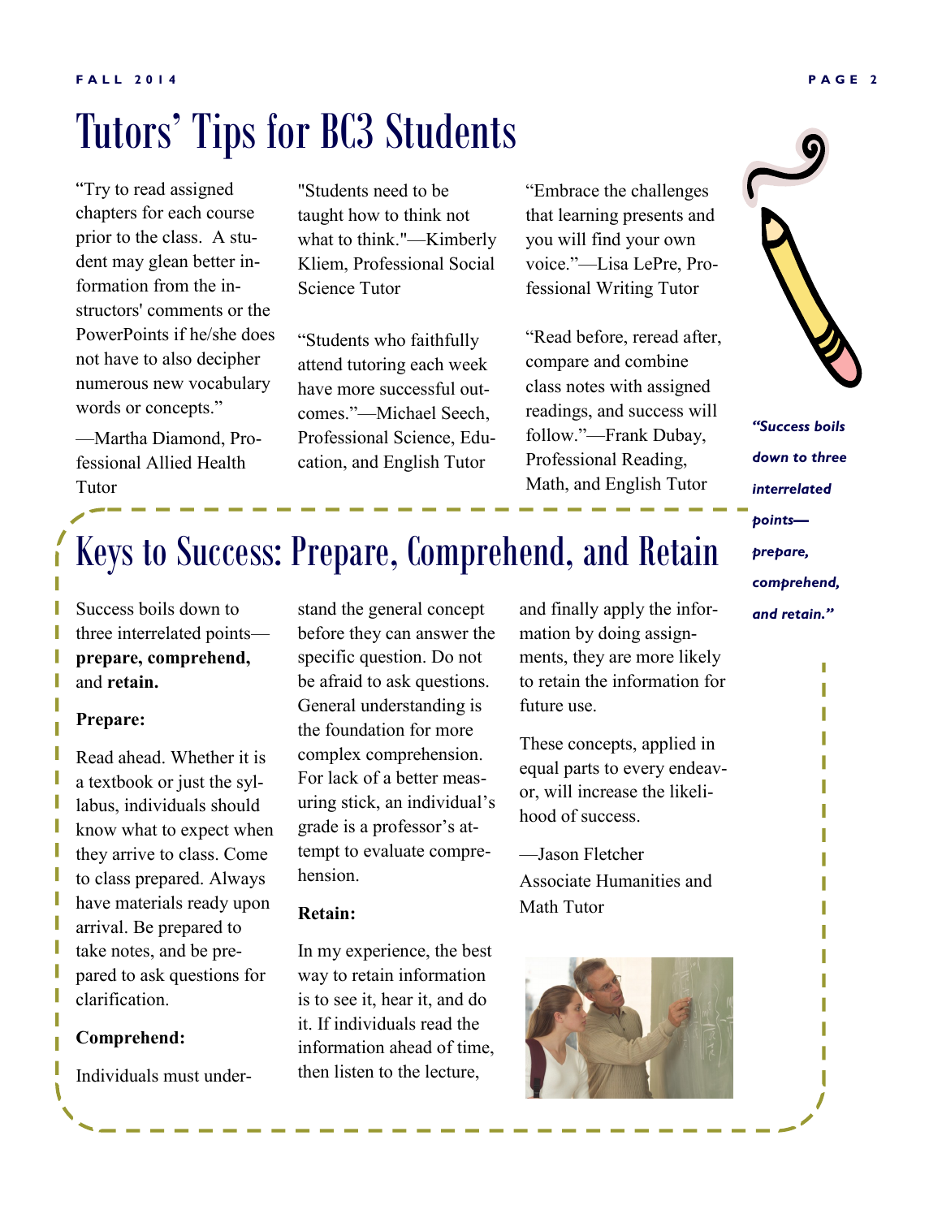# Tutors' Tips for BC3 Students

"Try to read assigned chapters for each course prior to the class. A student may glean better information from the instructors' comments or the PowerPoints if he/she does not have to also decipher numerous new vocabulary words or concepts."

—Martha Diamond, Professional Allied Health Tutor

"Students need to be taught how to think not what to think."—Kimberly Kliem, Professional Social Science Tutor

"Students who faithfully attend tutoring each week have more successful outcomes."—Michael Seech, Professional Science, Education, and English Tutor

"Embrace the challenges that learning presents and you will find your own voice."—Lisa LePre, Professional Writing Tutor

"Read before, reread after, compare and combine class notes with assigned readings, and success will follow."—Frank Dubay, Professional Reading, Math, and English Tutor

*"Success boils down to three interrelated points—prepare, comprehend, and retain."*

# Keys to Success: Prepare, Comprehend, and Retain

Success boils down to three interrelated points—**prepare, comprehend,** and **retain.**

**Prepare:**

Read ahead. Whether it is a textbook or just the syllabus, individuals should know what to expect when they arrive to class. Come to class prepared. Always have materials ready upon arrival. Be prepared to take notes, and be prepared to ask questions for clarification.

**Comprehend:**

Individuals must understand the general concept before they can answer the specific question. Do not be afraid to ask questions. General understanding is the foundation for more complex comprehension. For lack of a better measuring stick, an individual's grade is a professor's attempt to evaluate comprehension.

**Retain:**

In my experience, the best way to retain information is to see it, hear it, and do it. If individuals read the information ahead of time, then listen to the lecture, and finally apply the information by doing assignments, they are more likely to retain the information for future use.

These concepts, applied in equal parts to every endeavor, will increase the likelihood of success.

—Jason Fletcher
Associate Humanities and Math Tutor